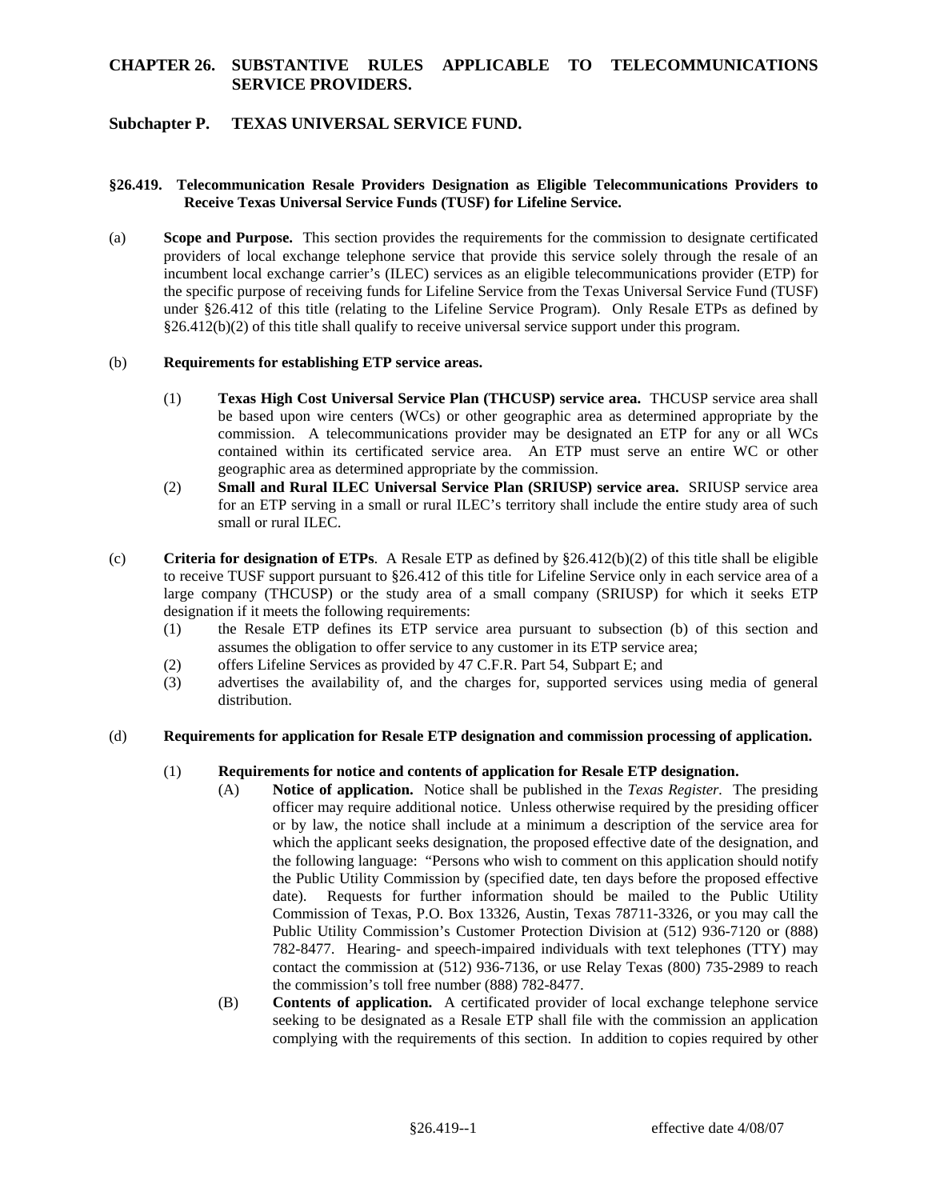# CHAPTER 26. SUBSTANTIVE RULES APPLICABLE TO TELECOMMUNICATIONS SERVICE PROVIDERS.

## Subchapter P. TEXAS UNIVERSAL SERVICE FUND.

### §26.419. Telecommunication Resale Providers Designation as Eligible Telecommunications Providers to Receive Texas Universal Service Funds (TUSF) for Lifeline Service.

(a) **Scope and Purpose.** This section provides the requirements for the commission to designate certificated providers of local exchange telephone service that provide this service solely through the resale of an incumbent local exchange carrier's (ILEC) services as an eligible telecommunications provider (ETP) for the specific purpose of receiving funds for Lifeline Service from the Texas Universal Service Fund (TUSF) under §26.412 of this title (relating to the Lifeline Service Program). Only Resale ETPs as defined by §26.412(b)(2) of this title shall qualify to receive universal service support under this program.

(b) **Requirements for establishing ETP service areas.**

(1) **Texas High Cost Universal Service Plan (THCUSP) service area.** THCUSP service area shall be based upon wire centers (WCs) or other geographic area as determined appropriate by the commission. A telecommunications provider may be designated an ETP for any or all WCs contained within its certificated service area. An ETP must serve an entire WC or other geographic area as determined appropriate by the commission.

(2) **Small and Rural ILEC Universal Service Plan (SRIUSP) service area.** SRIUSP service area for an ETP serving in a small or rural ILEC's territory shall include the entire study area of such small or rural ILEC.

(c) **Criteria for designation of ETPs**. A Resale ETP as defined by §26.412(b)(2) of this title shall be eligible to receive TUSF support pursuant to §26.412 of this title for Lifeline Service only in each service area of a large company (THCUSP) or the study area of a small company (SRIUSP) for which it seeks ETP designation if it meets the following requirements:

(1) the Resale ETP defines its ETP service area pursuant to subsection (b) of this section and assumes the obligation to offer service to any customer in its ETP service area;

(2) offers Lifeline Services as provided by 47 C.F.R. Part 54, Subpart E; and

(3) advertises the availability of, and the charges for, supported services using media of general distribution.

(d) **Requirements for application for Resale ETP designation and commission processing of application.**

(1) **Requirements for notice and contents of application for Resale ETP designation.**

(A) **Notice of application.** Notice shall be published in the *Texas Register*. The presiding officer may require additional notice. Unless otherwise required by the presiding officer or by law, the notice shall include at a minimum a description of the service area for which the applicant seeks designation, the proposed effective date of the designation, and the following language: "Persons who wish to comment on this application should notify the Public Utility Commission by (specified date, ten days before the proposed effective date). Requests for further information should be mailed to the Public Utility Commission of Texas, P.O. Box 13326, Austin, Texas 78711-3326, or you may call the Public Utility Commission's Customer Protection Division at (512) 936-7120 or (888) 782-8477. Hearing- and speech-impaired individuals with text telephones (TTY) may contact the commission at (512) 936-7136, or use Relay Texas (800) 735-2989 to reach the commission's toll free number (888) 782-8477.

(B) **Contents of application.** A certificated provider of local exchange telephone service seeking to be designated as a Resale ETP shall file with the commission an application complying with the requirements of this section. In addition to copies required by other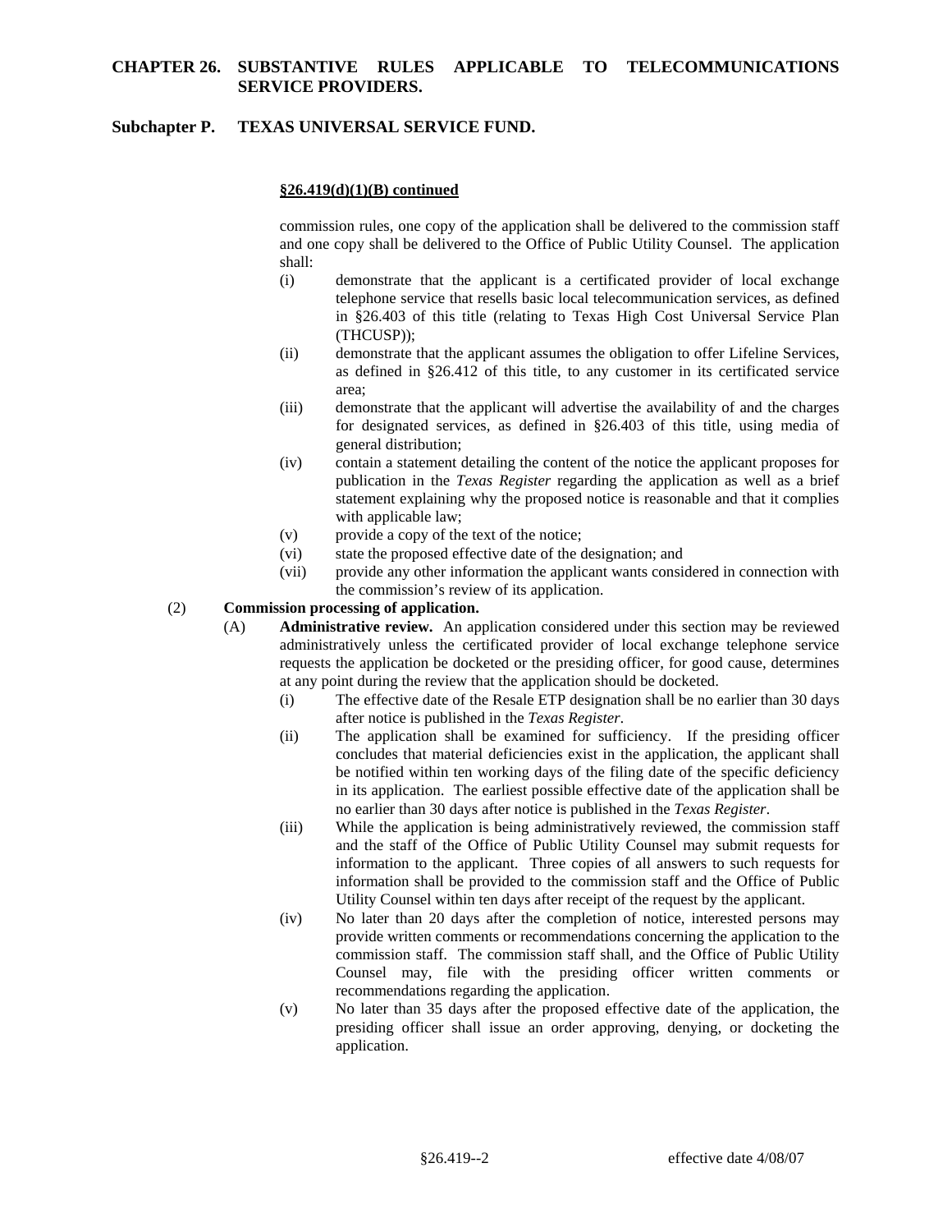**§26.419(d)(1)(B) continued**

commission rules, one copy of the application shall be delivered to the commission staff and one copy shall be delivered to the Office of Public Utility Counsel. The application shall:

- (i) demonstrate that the applicant is a certificated provider of local exchange telephone service that resells basic local telecommunication services, as defined in §26.403 of this title (relating to Texas High Cost Universal Service Plan (THCUSP));
- (ii) demonstrate that the applicant assumes the obligation to offer Lifeline Services, as defined in §26.412 of this title, to any customer in its certificated service area;
- (iii) demonstrate that the applicant will advertise the availability of and the charges for designated services, as defined in §26.403 of this title, using media of general distribution;
- (iv) contain a statement detailing the content of the notice the applicant proposes for publication in the *Texas Register* regarding the application as well as a brief statement explaining why the proposed notice is reasonable and that it complies with applicable law;
- (v) provide a copy of the text of the notice;
- (vi) state the proposed effective date of the designation; and
- (vii) provide any other information the applicant wants considered in connection with the commission's review of its application.

(2) **Commission processing of application.**

(A) **Administrative review.** An application considered under this section may be reviewed administratively unless the certificated provider of local exchange telephone service requests the application be docketed or the presiding officer, for good cause, determines at any point during the review that the application should be docketed.

- (i) The effective date of the Resale ETP designation shall be no earlier than 30 days after notice is published in the *Texas Register*.
- (ii) The application shall be examined for sufficiency. If the presiding officer concludes that material deficiencies exist in the application, the applicant shall be notified within ten working days of the filing date of the specific deficiency in its application. The earliest possible effective date of the application shall be no earlier than 30 days after notice is published in the *Texas Register*.
- (iii) While the application is being administratively reviewed, the commission staff and the staff of the Office of Public Utility Counsel may submit requests for information to the applicant. Three copies of all answers to such requests for information shall be provided to the commission staff and the Office of Public Utility Counsel within ten days after receipt of the request by the applicant.
- (iv) No later than 20 days after the completion of notice, interested persons may provide written comments or recommendations concerning the application to the commission staff. The commission staff shall, and the Office of Public Utility Counsel may, file with the presiding officer written comments or recommendations regarding the application.
- (v) No later than 35 days after the proposed effective date of the application, the presiding officer shall issue an order approving, denying, or docketing the application.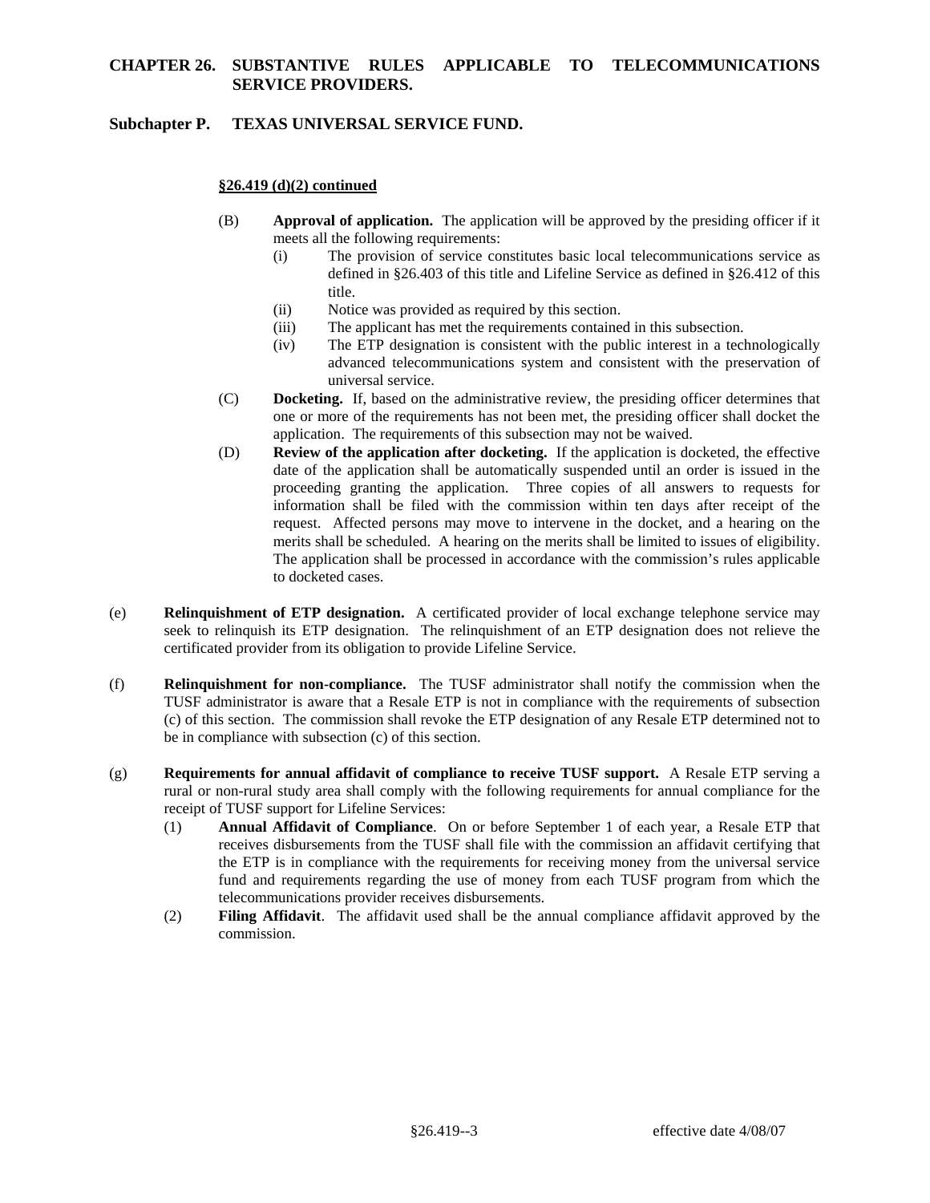**§26.419 (d)(2) continued**

(B) **Approval of application.** The application will be approved by the presiding officer if it meets all the following requirements:

(i) The provision of service constitutes basic local telecommunications service as defined in §26.403 of this title and Lifeline Service as defined in §26.412 of this title.

(ii) Notice was provided as required by this section.

(iii) The applicant has met the requirements contained in this subsection.

(iv) The ETP designation is consistent with the public interest in a technologically advanced telecommunications system and consistent with the preservation of universal service.

(C) **Docketing.** If, based on the administrative review, the presiding officer determines that one or more of the requirements has not been met, the presiding officer shall docket the application. The requirements of this subsection may not be waived.

(D) **Review of the application after docketing.** If the application is docketed, the effective date of the application shall be automatically suspended until an order is issued in the proceeding granting the application. Three copies of all answers to requests for information shall be filed with the commission within ten days after receipt of the request. Affected persons may move to intervene in the docket, and a hearing on the merits shall be scheduled. A hearing on the merits shall be limited to issues of eligibility. The application shall be processed in accordance with the commission's rules applicable to docketed cases.

(e) **Relinquishment of ETP designation.** A certificated provider of local exchange telephone service may seek to relinquish its ETP designation. The relinquishment of an ETP designation does not relieve the certificated provider from its obligation to provide Lifeline Service.

(f) **Relinquishment for non-compliance.** The TUSF administrator shall notify the commission when the TUSF administrator is aware that a Resale ETP is not in compliance with the requirements of subsection (c) of this section. The commission shall revoke the ETP designation of any Resale ETP determined not to be in compliance with subsection (c) of this section.

(g) **Requirements for annual affidavit of compliance to receive TUSF support.** A Resale ETP serving a rural or non-rural study area shall comply with the following requirements for annual compliance for the receipt of TUSF support for Lifeline Services:

(1) **Annual Affidavit of Compliance**. On or before September 1 of each year, a Resale ETP that receives disbursements from the TUSF shall file with the commission an affidavit certifying that the ETP is in compliance with the requirements for receiving money from the universal service fund and requirements regarding the use of money from each TUSF program from which the telecommunications provider receives disbursements.

(2) **Filing Affidavit**. The affidavit used shall be the annual compliance affidavit approved by the commission.